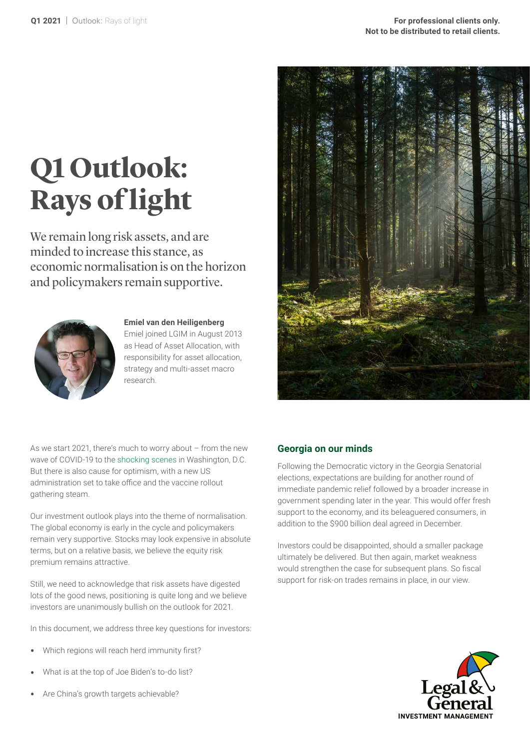For professional clients only.
Not to be distributed to retail clients.

# Q1 Outlook: Rays of light

We remain long risk assets, and are minded to increase this stance, as economic normalisation is on the horizon and policymakers remain supportive.

**Emiel van den Heiligenberg**
Emiel joined LGIM in August 2013 as Head of Asset Allocation, with responsibility for asset allocation, strategy and multi-asset macro research.

As we start 2021, there's much to worry about – from the new wave of COVID-19 to the shocking scenes in Washington, D.C. But there is also cause for optimism, with a new US administration set to take office and the vaccine rollout gathering steam.

Our investment outlook plays into the theme of normalisation. The global economy is early in the cycle and policymakers remain very supportive. Stocks may look expensive in absolute terms, but on a relative basis, we believe the equity risk premium remains attractive.

Still, we need to acknowledge that risk assets have digested lots of the good news, positioning is quite long and we believe investors are unanimously bullish on the outlook for 2021.

In this document, we address three key questions for investors:

- Which regions will reach herd immunity first?
- What is at the top of Joe Biden's to-do list?
- Are China's growth targets achievable?

## Georgia on our minds

Following the Democratic victory in the Georgia Senatorial elections, expectations are building for another round of immediate pandemic relief followed by a broader increase in government spending later in the year. This would offer fresh support to the economy, and its beleaguered consumers, in addition to the $900 billion deal agreed in December.

Investors could be disappointed, should a smaller package ultimately be delivered. But then again, market weakness would strengthen the case for subsequent plans. So fiscal support for risk-on trades remains in place, in our view.

Legal & General
INVESTMENT MANAGEMENT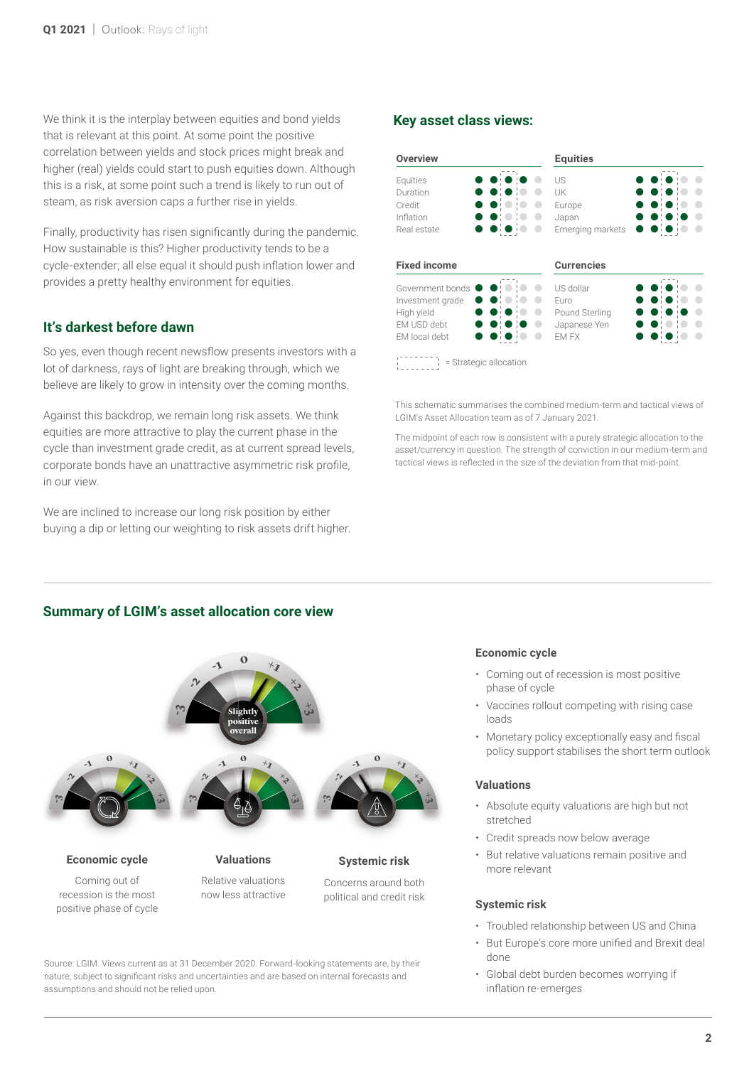We think it is the interplay between equities and bond yields that is relevant at this point. At some point the positive correlation between yields and stock prices might break and higher (real) yields could start to push equities down. Although this is a risk, at some point such a trend is likely to run out of steam, as risk aversion caps a further rise in yields.

Finally, productivity has risen significantly during the pandemic. How sustainable is this? Higher productivity tends to be a cycle-extender; all else equal it should push inflation lower and provides a pretty healthy environment for equities.

## It's darkest before dawn

So yes, even though recent newsflow presents investors with a lot of darkness, rays of light are breaking through, which we believe are likely to grow in intensity over the coming months.

Against this backdrop, we remain long risk assets. We think equities are more attractive to play the current phase in the cycle than investment grade credit, as at current spread levels, corporate bonds have an unattractive asymmetric risk profile, in our view.

We are inclined to increase our long risk position by either buying a dip or letting our weighting to risk assets drift higher.

## Key asset class views:

**Overview**

Equities
Duration
Credit
Inflation
Real estate

**Equities**

US
UK
Europe
Japan
Emerging markets

**Fixed income**

Government bonds
Investment grade
High yield
EM USD debt
EM local debt

**Currencies**

US dollar
Euro
Pound Sterling
Japanese Yen
EM FX

= Strategic allocation

This schematic summarises the combined medium-term and tactical views of LGIM's Asset Allocation team as of 7 January 2021.

The midpoint of each row is consistent with a purely strategic allocation to the asset/currency in question. The strength of conviction in our medium-term and tactical views is reflected in the size of the deviation from that mid-point.

## Summary of LGIM's asset allocation core view

-3 -2 -1 0 +1 +2 +3

Slightly positive overall

**Economic cycle**

Coming out of recession is the most positive phase of cycle

**Valuations**

Relative valuations now less attractive

**Systemic risk**

Concerns around both political and credit risk

### Economic cycle

- Coming out of recession is most positive phase of cycle
- Vaccines rollout competing with rising case loads
- Monetary policy exceptionally easy and fiscal policy support stabilises the short term outlook

### Valuations

- Absolute equity valuations are high but not stretched
- Credit spreads now below average
- But relative valuations remain positive and more relevant

### Systemic risk

- Troubled relationship between US and China
- But Europe's core more unified and Brexit deal done
- Global debt burden becomes worrying if inflation re-emerges

Source: LGIM. Views current as at 31 December 2020. Forward-looking statements are, by their nature, subject to significant risks and uncertainties and are based on internal forecasts and assumptions and should not be relied upon.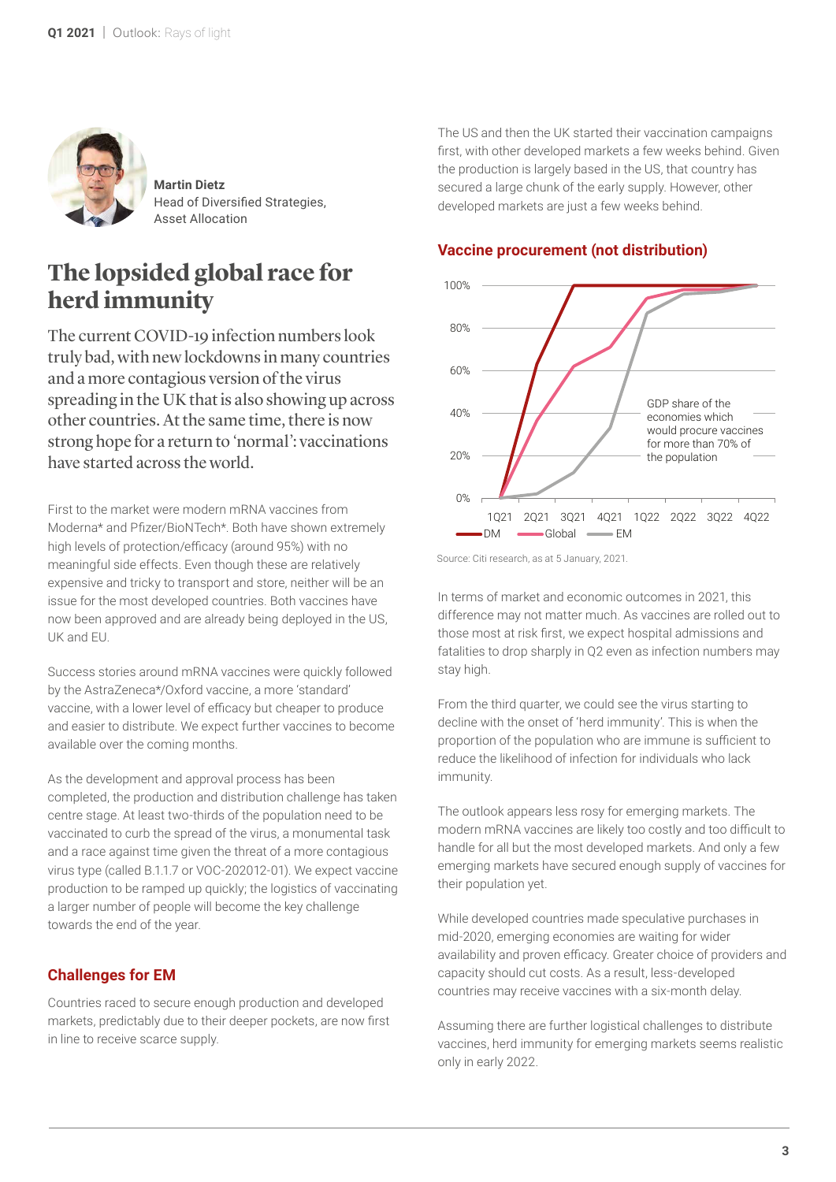Martin Dietz
Head of Diversified Strategies, Asset Allocation

# The lopsided global race for herd immunity

The current COVID-19 infection numbers look truly bad, with new lockdowns in many countries and a more contagious version of the virus spreading in the UK that is also showing up across other countries. At the same time, there is now strong hope for a return to 'normal': vaccinations have started across the world.

First to the market were modern mRNA vaccines from Moderna* and Pfizer/BioNTech*. Both have shown extremely high levels of protection/efficacy (around 95%) with no meaningful side effects. Even though these are relatively expensive and tricky to transport and store, neither will be an issue for the most developed countries. Both vaccines have now been approved and are already being deployed in the US, UK and EU.

Success stories around mRNA vaccines were quickly followed by the AstraZeneca*/Oxford vaccine, a more 'standard' vaccine, with a lower level of efficacy but cheaper to produce and easier to distribute. We expect further vaccines to become available over the coming months.

As the development and approval process has been completed, the production and distribution challenge has taken centre stage. At least two-thirds of the population need to be vaccinated to curb the spread of the virus, a monumental task and a race against time given the threat of a more contagious virus type (called B.1.1.7 or VOC-202012-01). We expect vaccine production to be ramped up quickly; the logistics of vaccinating a larger number of people will become the key challenge towards the end of the year.

## Challenges for EM

Countries raced to secure enough production and developed markets, predictably due to their deeper pockets, are now first in line to receive scarce supply.

The US and then the UK started their vaccination campaigns first, with other developed markets a few weeks behind. Given the production is largely based in the US, that country has secured a large chunk of the early supply. However, other developed markets are just a few weeks behind.

### Vaccine procurement (not distribution)

100%
80%
60%
40%
20%
0%
1Q21 2Q21 3Q21 4Q21 1Q22 2Q22 3Q22 4Q22
GDP share of the economies which would procure vaccines for more than 70% of the population
DM Global EM

Source: Citi research, as at 5 January, 2021.

In terms of market and economic outcomes in 2021, this difference may not matter much. As vaccines are rolled out to those most at risk first, we expect hospital admissions and fatalities to drop sharply in Q2 even as infection numbers may stay high.

From the third quarter, we could see the virus starting to decline with the onset of 'herd immunity'. This is when the proportion of the population who are immune is sufficient to reduce the likelihood of infection for individuals who lack immunity.

The outlook appears less rosy for emerging markets. The modern mRNA vaccines are likely too costly and too difficult to handle for all but the most developed markets. And only a few emerging markets have secured enough supply of vaccines for their population yet.

While developed countries made speculative purchases in mid-2020, emerging economies are waiting for wider availability and proven efficacy. Greater choice of providers and capacity should cut costs. As a result, less-developed countries may receive vaccines with a six-month delay.

Assuming there are further logistical challenges to distribute vaccines, herd immunity for emerging markets seems realistic only in early 2022.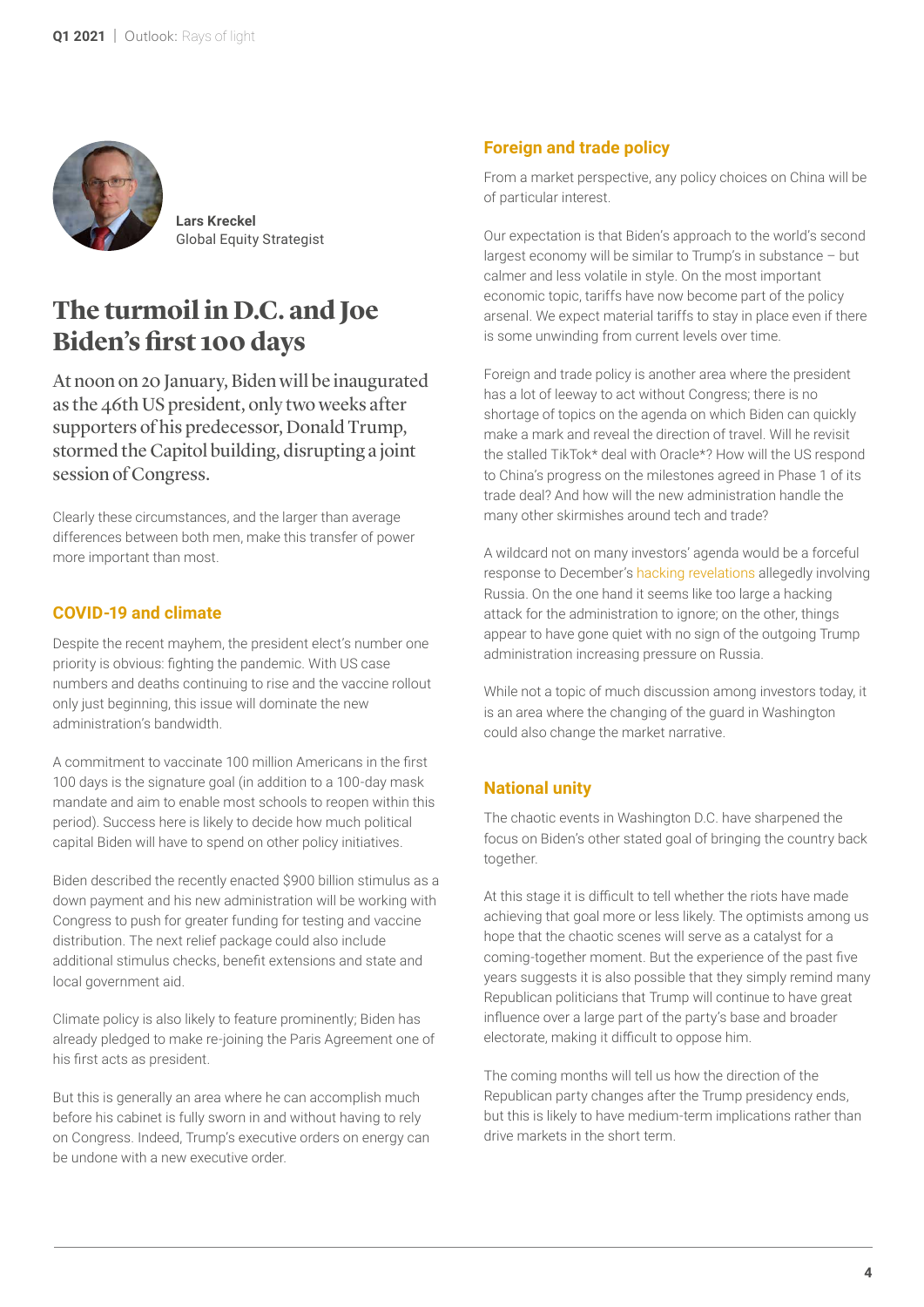**Lars Kreckel**
Global Equity Strategist

# The turmoil in D.C. and Joe Biden's first 100 days

At noon on 20 January, Biden will be inaugurated as the 46th US president, only two weeks after supporters of his predecessor, Donald Trump, stormed the Capitol building, disrupting a joint session of Congress.

Clearly these circumstances, and the larger than average differences between both men, make this transfer of power more important than most.

## COVID-19 and climate

Despite the recent mayhem, the president elect's number one priority is obvious: fighting the pandemic. With US case numbers and deaths continuing to rise and the vaccine rollout only just beginning, this issue will dominate the new administration's bandwidth.

A commitment to vaccinate 100 million Americans in the first 100 days is the signature goal (in addition to a 100-day mask mandate and aim to enable most schools to reopen within this period). Success here is likely to decide how much political capital Biden will have to spend on other policy initiatives.

Biden described the recently enacted $900 billion stimulus as a down payment and his new administration will be working with Congress to push for greater funding for testing and vaccine distribution. The next relief package could also include additional stimulus checks, benefit extensions and state and local government aid.

Climate policy is also likely to feature prominently; Biden has already pledged to make re-joining the Paris Agreement one of his first acts as president.

But this is generally an area where he can accomplish much before his cabinet is fully sworn in and without having to rely on Congress. Indeed, Trump's executive orders on energy can be undone with a new executive order.

## Foreign and trade policy

From a market perspective, any policy choices on China will be of particular interest.

Our expectation is that Biden's approach to the world's second largest economy will be similar to Trump's in substance – but calmer and less volatile in style. On the most important economic topic, tariffs have now become part of the policy arsenal. We expect material tariffs to stay in place even if there is some unwinding from current levels over time.

Foreign and trade policy is another area where the president has a lot of leeway to act without Congress; there is no shortage of topics on the agenda on which Biden can quickly make a mark and reveal the direction of travel. Will he revisit the stalled TikTok* deal with Oracle*? How will the US respond to China's progress on the milestones agreed in Phase 1 of its trade deal? And how will the new administration handle the many other skirmishes around tech and trade?

A wildcard not on many investors' agenda would be a forceful response to December's hacking revelations allegedly involving Russia. On the one hand it seems like too large a hacking attack for the administration to ignore; on the other, things appear to have gone quiet with no sign of the outgoing Trump administration increasing pressure on Russia.

While not a topic of much discussion among investors today, it is an area where the changing of the guard in Washington could also change the market narrative.

## National unity

The chaotic events in Washington D.C. have sharpened the focus on Biden's other stated goal of bringing the country back together.

At this stage it is difficult to tell whether the riots have made achieving that goal more or less likely. The optimists among us hope that the chaotic scenes will serve as a catalyst for a coming-together moment. But the experience of the past five years suggests it is also possible that they simply remind many Republican politicians that Trump will continue to have great influence over a large part of the party's base and broader electorate, making it difficult to oppose him.

The coming months will tell us how the direction of the Republican party changes after the Trump presidency ends, but this is likely to have medium-term implications rather than drive markets in the short term.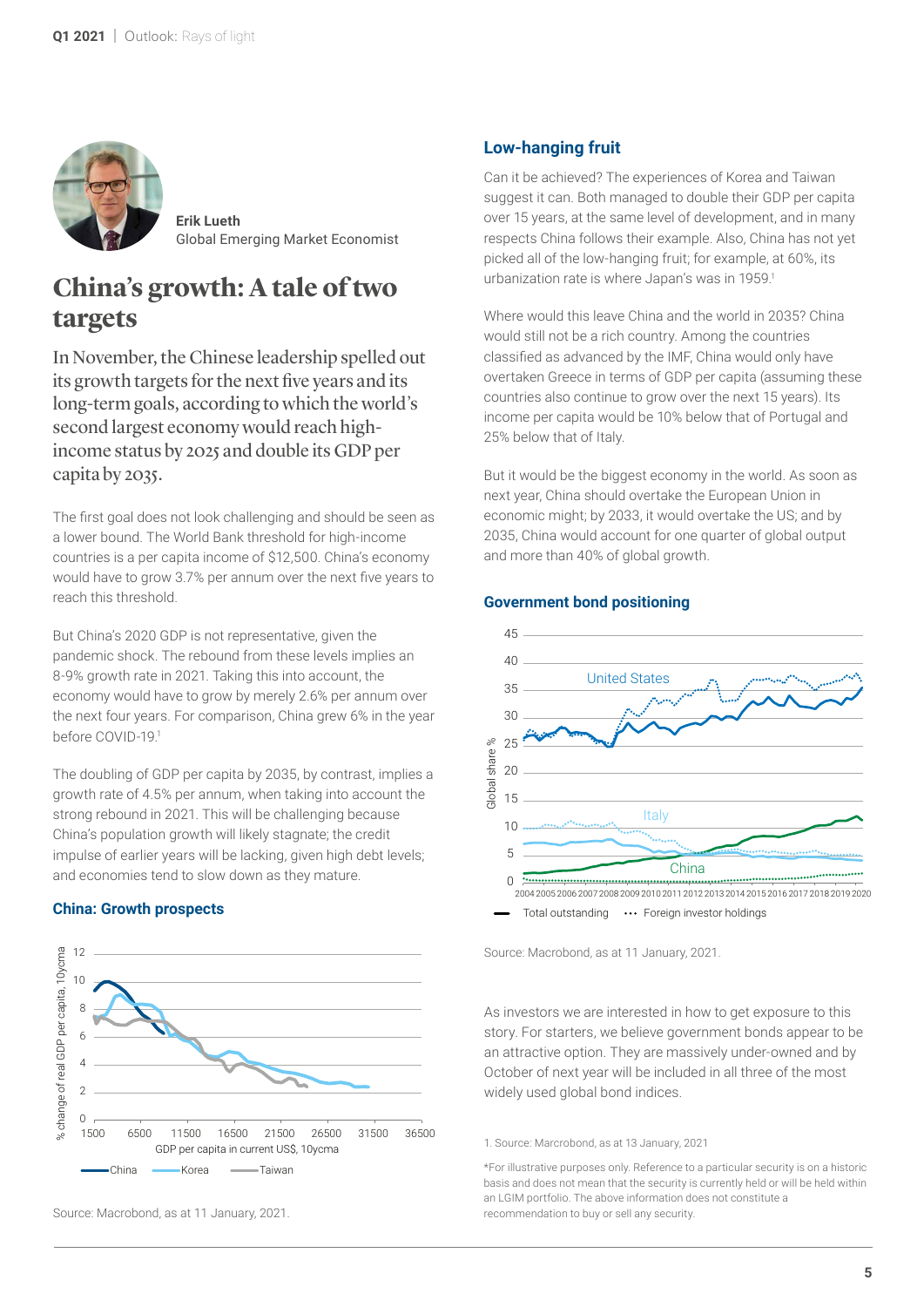Erik Lueth
Global Emerging Market Economist

# China's growth: A tale of two targets

In November, the Chinese leadership spelled out its growth targets for the next five years and its long-term goals, according to which the world's second largest economy would reach high-income status by 2025 and double its GDP per capita by 2035.

The first goal does not look challenging and should be seen as a lower bound. The World Bank threshold for high-income countries is a per capita income of $12,500. China's economy would have to grow 3.7% per annum over the next five years to reach this threshold.

But China's 2020 GDP is not representative, given the pandemic shock. The rebound from these levels implies an 8-9% growth rate in 2021. Taking this into account, the economy would have to grow by merely 2.6% per annum over the next four years. For comparison, China grew 6% in the year before COVID-19.[1]

The doubling of GDP per capita by 2035, by contrast, implies a growth rate of 4.5% per annum, when taking into account the strong rebound in 2021. This will be challenging because China's population growth will likely stagnate; the credit impulse of earlier years will be lacking, given high debt levels; and economies tend to slow down as they mature.

### China: Growth prospects

% change of real GDP per capita, 10ycma
12
10
8
6
4
2
0
1500 6500 11500 16500 21500 26500 31500 36500
GDP per capita in current US$, 10ycma
China Korea Taiwan

Source: Macrobond, as at 11 January, 2021.

## Low-hanging fruit

Can it be achieved? The experiences of Korea and Taiwan suggest it can. Both managed to double their GDP per capita over 15 years, at the same level of development, and in many respects China follows their example. Also, China has not yet picked all of the low-hanging fruit; for example, at 60%, its urbanization rate is where Japan's was in 1959.[1]

Where would this leave China and the world in 2035? China would still not be a rich country. Among the countries classified as advanced by the IMF, China would only have overtaken Greece in terms of GDP per capita (assuming these countries also continue to grow over the next 15 years). Its income per capita would be 10% below that of Portugal and 25% below that of Italy.

But it would be the biggest economy in the world. As soon as next year, China should overtake the European Union in economic might; by 2033, it would overtake the US; and by 2035, China would account for one quarter of global output and more than 40% of global growth.

### Government bond positioning

Global share %
45
40
35
30
25
20
15
10
5
0
United States
Italy
China
2004 2005 2006 2007 2008 2009 2010 2011 2012 2013 2014 2015 2016 2017 2018 2019 2020
Total outstanding ··· Foreign investor holdings

Source: Macrobond, as at 11 January, 2021.

As investors we are interested in how to get exposure to this story. For starters, we believe government bonds appear to be an attractive option. They are massively under-owned and by October of next year will be included in all three of the most widely used global bond indices.

1. Source: Macrobond, as at 13 January, 2021

*For illustrative purposes only. Reference to a particular security is on a historic basis and does not mean that the security is currently held or will be held within an LGIM portfolio. The above information does not constitute a recommendation to buy or sell any security.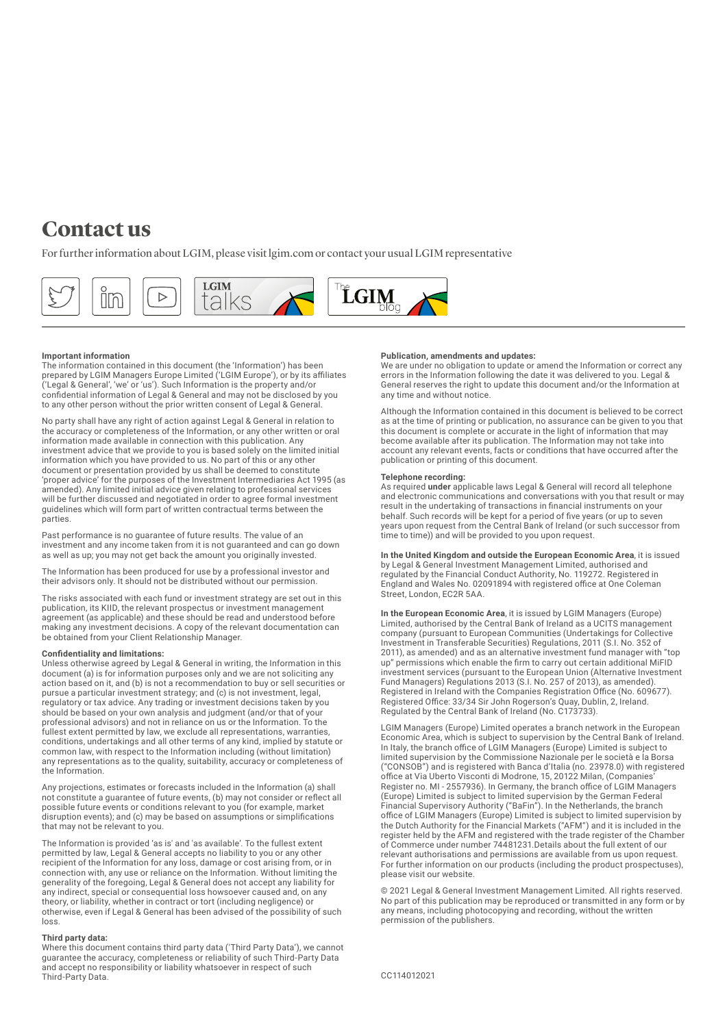# Contact us

For further information about LGIM, please visit lgim.com or contact your usual LGIM representative

**Important information**

The information contained in this document (the 'Information') has been prepared by LGIM Managers Europe Limited ('LGIM Europe'), or by its affiliates ('Legal & General', 'we' or 'us'). Such Information is the property and/or confidential information of Legal & General and may not be disclosed by you to any other person without the prior written consent of Legal & General.

No party shall have any right of action against Legal & General in relation to the accuracy or completeness of the Information, or any other written or oral information made available in connection with this publication. Any investment advice that we provide to you is based solely on the limited initial information which you have provided to us. No part of this or any other document or presentation provided by us shall be deemed to constitute 'proper advice' for the purposes of the Investment Intermediaries Act 1995 (as amended). Any limited initial advice given relating to professional services will be further discussed and negotiated in order to agree formal investment guidelines which will form part of written contractual terms between the parties.

Past performance is no guarantee of future results. The value of an investment and any income taken from it is not guaranteed and can go down as well as up; you may not get back the amount you originally invested.

The Information has been produced for use by a professional investor and their advisors only. It should not be distributed without our permission.

The risks associated with each fund or investment strategy are set out in this publication, its KIID, the relevant prospectus or investment management agreement (as applicable) and these should be read and understood before making any investment decisions. A copy of the relevant documentation can be obtained from your Client Relationship Manager.

**Confidentiality and limitations:**

Unless otherwise agreed by Legal & General in writing, the Information in this document (a) is for information purposes only and we are not soliciting any action based on it, and (b) is not a recommendation to buy or sell securities or pursue a particular investment strategy; and (c) is not investment, legal, regulatory or tax advice. Any trading or investment decisions taken by you should be based on your own analysis and judgment (and/or that of your professional advisors) and not in reliance on us or the Information. To the fullest extent permitted by law, we exclude all representations, warranties, conditions, undertakings and all other terms of any kind, implied by statute or common law, with respect to the Information including (without limitation) any representations as to the quality, suitability, accuracy or completeness of the Information.

Any projections, estimates or forecasts included in the Information (a) shall not constitute a guarantee of future events, (b) may not consider or reflect all possible future events or conditions relevant to you (for example, market disruption events); and (c) may be based on assumptions or simplifications that may not be relevant to you.

The Information is provided 'as is' and 'as available'. To the fullest extent permitted by law, Legal & General accepts no liability to you or any other recipient of the Information for any loss, damage or cost arising from, or in connection with, any use or reliance on the Information. Without limiting the generality of the foregoing, Legal & General does not accept any liability for any indirect, special or consequential loss howsoever caused and, on any theory, or liability, whether in contract or tort (including negligence) or otherwise, even if Legal & General has been advised of the possibility of such loss.

**Third party data:**

Where this document contains third party data ('Third Party Data'), we cannot guarantee the accuracy, completeness or reliability of such Third-Party Data and accept no responsibility or liability whatsoever in respect of such Third-Party Data.

**Publication, amendments and updates:**

We are under no obligation to update or amend the Information or correct any errors in the Information following the date it was delivered to you. Legal & General reserves the right to update this document and/or the Information at any time and without notice.

Although the Information contained in this document is believed to be correct as at the time of printing or publication, no assurance can be given to you that this document is complete or accurate in the light of information that may become available after its publication. The Information may not take into account any relevant events, facts or conditions that have occurred after the publication or printing of this document.

**Telephone recording:**

As required **under** applicable laws Legal & General will record all telephone and electronic communications and conversations with you that result or may result in the undertaking of transactions in financial instruments on your behalf. Such records will be kept for a period of five years (or up to seven years upon request from the Central Bank of Ireland (or such successor from time to time)) and will be provided to you upon request.

**In the United Kingdom and outside the European Economic Area**, it is issued by Legal & General Investment Management Limited, authorised and regulated by the Financial Conduct Authority, No. 119272. Registered in England and Wales No. 02091894 with registered office at One Coleman Street, London, EC2R 5AA.

**In the European Economic Area**, it is issued by LGIM Managers (Europe) Limited, authorised by the Central Bank of Ireland as a UCITS management company (pursuant to European Communities (Undertakings for Collective Investment in Transferable Securities) Regulations, 2011 (S.I. No. 352 of 2011), as amended) and as an alternative investment fund manager with "top up" permissions which enable the firm to carry out certain additional MiFID investment services (pursuant to the European Union (Alternative Investment Fund Managers) Regulations 2013 (S.I. No. 257 of 2013), as amended). Registered in Ireland with the Companies Registration Office (No. 609677). Registered Office: 33/34 Sir John Rogerson's Quay, Dublin, 2, Ireland. Regulated by the Central Bank of Ireland (No. C173733).

LGIM Managers (Europe) Limited operates a branch network in the European Economic Area, which is subject to supervision by the Central Bank of Ireland. In Italy, the branch office of LGIM Managers (Europe) Limited is subject to limited supervision by the Commissione Nazionale per le società e la Borsa ("CONSOB") and is registered with Banca d'Italia (no. 23978.0) with registered office at Via Uberto Visconti di Modrone, 15, 20122 Milan, (Companies' Register no. MI - 2557936). In Germany, the branch office of LGIM Managers (Europe) Limited is subject to limited supervision by the German Federal Financial Supervisory Authority ("BaFin"). In the Netherlands, the branch office of LGIM Managers (Europe) Limited is subject to limited supervision by the Dutch Authority for the Financial Markets ("AFM") and it is included in the register held by the AFM and registered with the trade register of the Chamber of Commerce under number 74481231.Details about the full extent of our relevant authorisations and permissions are available from us upon request. For further information on our products (including the product prospectuses), please visit our website.

© 2021 Legal & General Investment Management Limited. All rights reserved. No part of this publication may be reproduced or transmitted in any form or by any means, including photocopying and recording, without the written permission of the publishers.

CC114012021